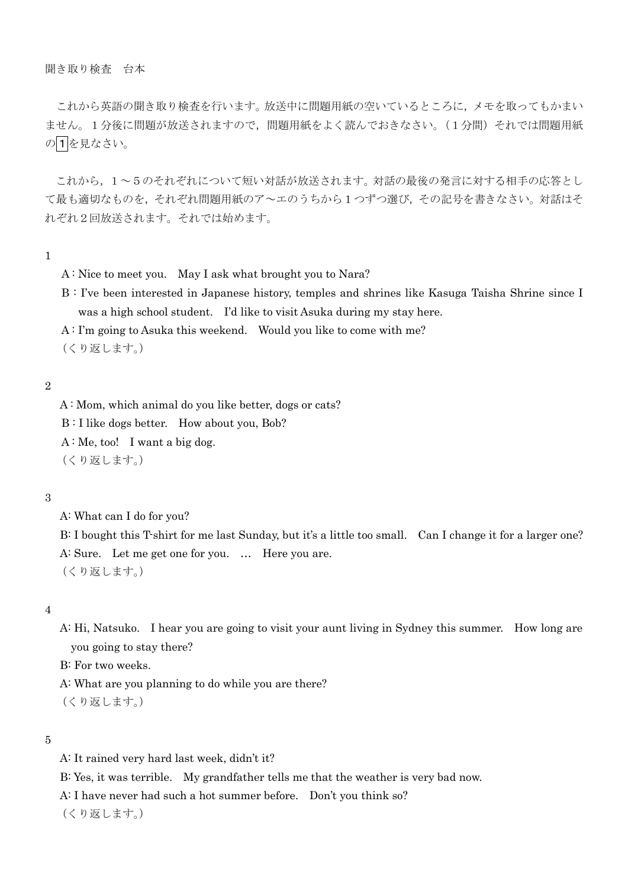聞き取り検査　台本

これから英語の聞き取り検査を行います。放送中に問題用紙の空いているところに，メモを取ってもかまいません。１分後に問題が放送されますので，問題用紙をよく読んでおきなさい。（１分間）それでは問題用紙の1を見なさい。

これから，１～５のそれぞれについて短い対話が放送されます。対話の最後の発言に対する相手の応答として最も適切なものを，それぞれ問題用紙のア～エのうちから１つずつ選び，その記号を書きなさい。対話はそれぞれ２回放送されます。それでは始めます。

1

A : Nice to meet you.　May I ask what brought you to Nara?

B : I've been interested in Japanese history, temples and shrines like Kasuga Taisha Shrine since I was a high school student.　I'd like to visit Asuka during my stay here.

A : I'm going to Asuka this weekend.　Would you like to come with me?

（くり返します。）

2

A : Mom, which animal do you like better, dogs or cats?

B : I like dogs better.　How about you, Bob?

A : Me, too!　I want a big dog.

（くり返します。）

3

A: What can I do for you?

B: I bought this T-shirt for me last Sunday, but it's a little too small.　Can I change it for a larger one?

A: Sure.　Let me get one for you.　…　Here you are.

（くり返します。）

4

A: Hi, Natsuko.　I hear you are going to visit your aunt living in Sydney this summer.　How long are you going to stay there?

B: For two weeks.

A: What are you planning to do while you are there?

（くり返します。）

5

A: It rained very hard last week, didn't it?

B: Yes, it was terrible.　My grandfather tells me that the weather is very bad now.

A: I have never had such a hot summer before.　Don't you think so?

（くり返します。）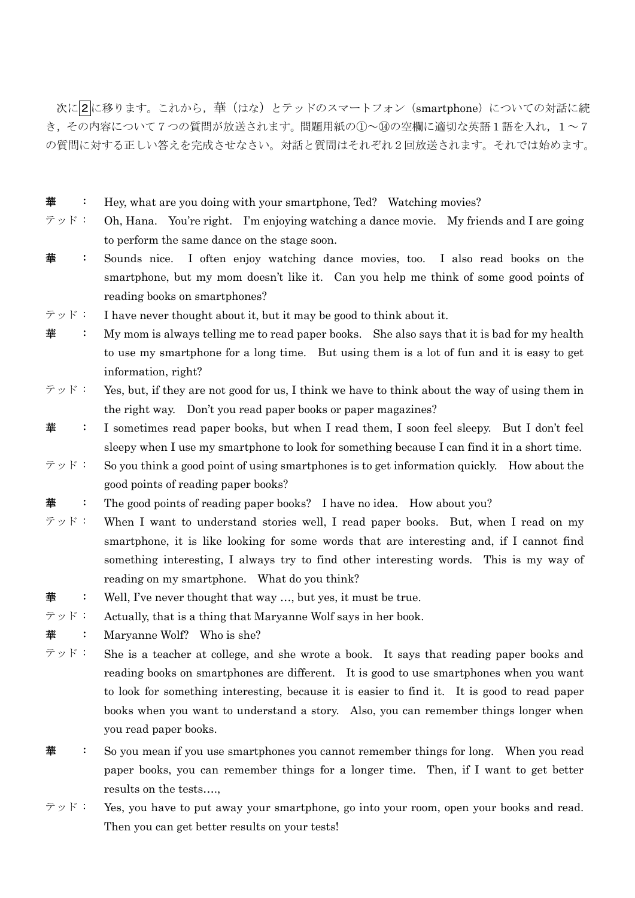次に2に移ります。これから，華（はな）とテッドのスマートフォン（smartphone）についての対話に続き，その内容について７つの質問が放送されます。問題用紙の①～⑭の空欄に適切な英語１語を入れ，１～７の質問に対する正しい答えを完成させなさい。対話と質問はそれぞれ２回放送されます。それでは始めます。

華　：　Hey, what are you doing with your smartphone, Ted?　Watching movies?

テッド：　Oh, Hana.　You're right.　I'm enjoying watching a dance movie.　My friends and I are going to perform the same dance on the stage soon.

華　：　Sounds nice.　I often enjoy watching dance movies, too.　I also read books on the smartphone, but my mom doesn't like it.　Can you help me think of some good points of reading books on smartphones?

テッド：　I have never thought about it, but it may be good to think about it.

華　：　My mom is always telling me to read paper books.　She also says that it is bad for my health to use my smartphone for a long time.　But using them is a lot of fun and it is easy to get information, right?

テッド：　Yes, but, if they are not good for us, I think we have to think about the way of using them in the right way.　Don't you read paper books or paper magazines?

華　：　I sometimes read paper books, but when I read them, I soon feel sleepy.　But I don't feel sleepy when I use my smartphone to look for something because I can find it in a short time.

テッド：　So you think a good point of using smartphones is to get information quickly.　How about the good points of reading paper books?

華　：　The good points of reading paper books?　I have no idea.　How about you?

テッド：　When I want to understand stories well, I read paper books.　But, when I read on my smartphone, it is like looking for some words that are interesting and, if I cannot find something interesting, I always try to find other interesting words.　This is my way of reading on my smartphone.　What do you think?

華　：　Well, I've never thought that way …, but yes, it must be true.

テッド：　Actually, that is a thing that Maryanne Wolf says in her book.

華　：　Maryanne Wolf?　Who is she?

テッド：　She is a teacher at college, and she wrote a book.　It says that reading paper books and reading books on smartphones are different.　It is good to use smartphones when you want to look for something interesting, because it is easier to find it.　It is good to read paper books when you want to understand a story.　Also, you can remember things longer when you read paper books.

華　：　So you mean if you use smartphones you cannot remember things for long.　When you read paper books, you can remember things for a longer time.　Then, if I want to get better results on the tests….,

テッド：　Yes, you have to put away your smartphone, go into your room, open your books and read. Then you can get better results on your tests!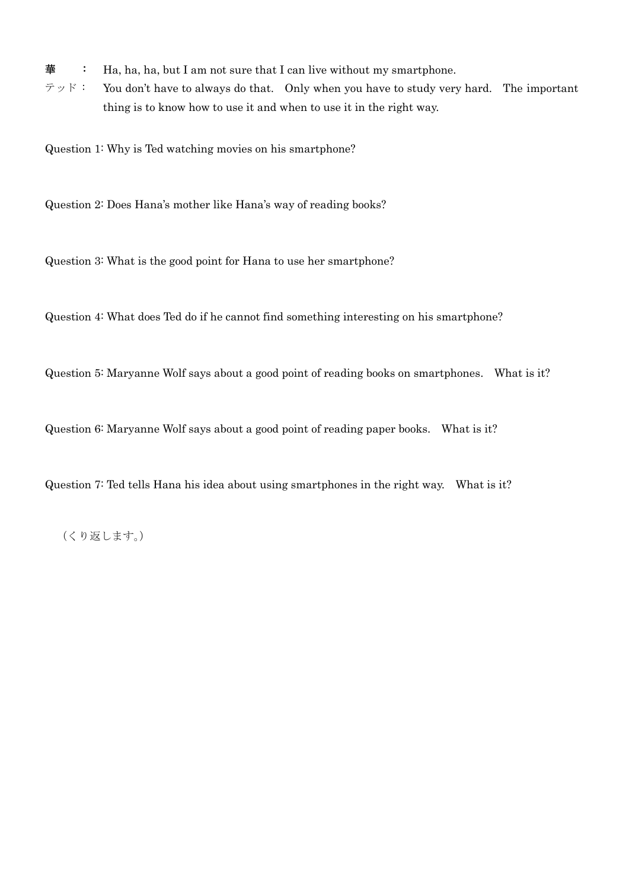華　：　Ha, ha, ha, but I am not sure that I can live without my smartphone.

テッド：　You don't have to always do that.　Only when you have to study very hard.　The important thing is to know how to use it and when to use it in the right way.

Question 1: Why is Ted watching movies on his smartphone?

Question 2: Does Hana's mother like Hana's way of reading books?

Question 3: What is the good point for Hana to use her smartphone?

Question 4: What does Ted do if he cannot find something interesting on his smartphone?

Question 5: Maryanne Wolf says about a good point of reading books on smartphones.　What is it?

Question 6: Maryanne Wolf says about a good point of reading paper books.　What is it?

Question 7: Ted tells Hana his idea about using smartphones in the right way.　What is it?

（くり返します。）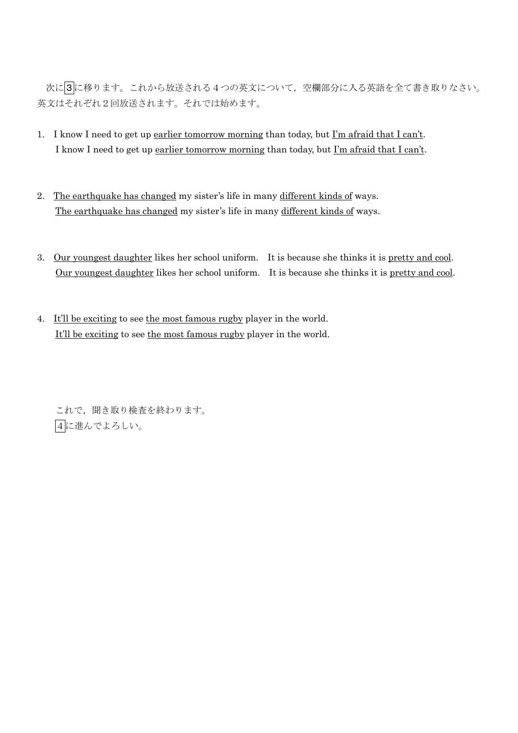次に3に移ります。これから放送される４つの英文について，空欄部分に入る英語を全て書き取りなさい。英文はそれぞれ２回放送されます。それでは始めます。

1. I know I need to get up <u>earlier tomorrow morning</u> than today, but <u>I'm afraid that I can't</u>.
   I know I need to get up <u>earlier tomorrow morning</u> than today, but <u>I'm afraid that I can't</u>.

2. <u>The earthquake has changed</u> my sister's life in many <u>different kinds of</u> ways.
   <u>The earthquake has changed</u> my sister's life in many <u>different kinds of</u> ways.

3. <u>Our youngest daughter</u> likes her school uniform.　It is because she thinks it is <u>pretty and cool</u>.
   <u>Our youngest daughter</u> likes her school uniform.　It is because she thinks it is <u>pretty and cool</u>.

4. <u>It'll be exciting</u> to see <u>the most famous rugby</u> player in the world.
   <u>It'll be exciting</u> to see <u>the most famous rugby</u> player in the world.

これで，聞き取り検査を終わります。
4に進んでよろしい。